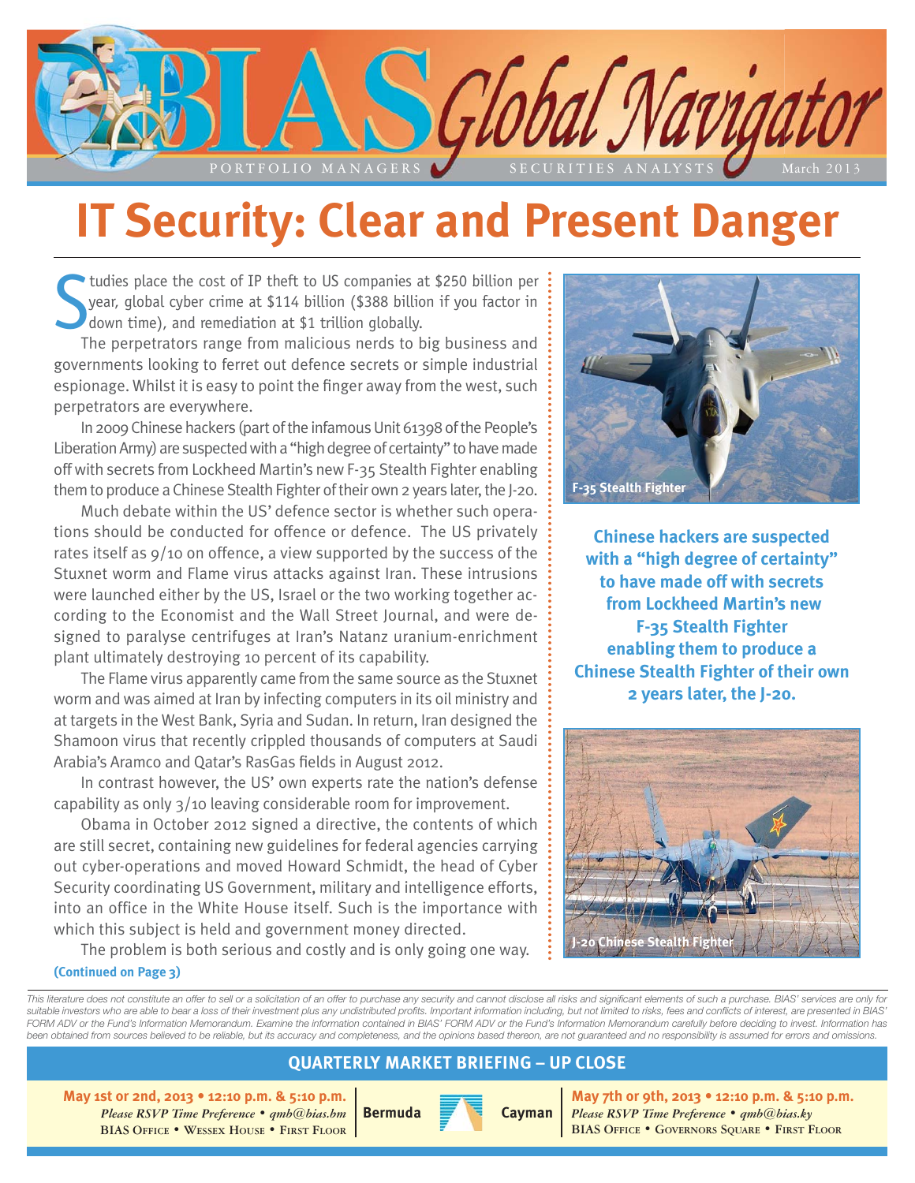# BIAS Global Navigator

PORTFOLIO MANAGERS • SECURITIES ANALYSTS • March 2013

# IT Security: Clear and Present Danger

Studies place the cost of IP theft to US companies at $250 billion per year, global cyber crime at $114 billion ($388 billion if you factor in down time), and remediation at $1 trillion globally.

The perpetrators range from malicious nerds to big business and governments looking to ferret out defence secrets or simple industrial espionage. Whilst it is easy to point the finger away from the west, such perpetrators are everywhere.

In 2009 Chinese hackers (part of the infamous Unit 61398 of the People's Liberation Army) are suspected with a "high degree of certainty" to have made off with secrets from Lockheed Martin's new F-35 Stealth Fighter enabling them to produce a Chinese Stealth Fighter of their own 2 years later, the J-20.

Much debate within the US' defence sector is whether such operations should be conducted for offence or defence. The US privately rates itself as 9/10 on offence, a view supported by the success of the Stuxnet worm and Flame virus attacks against Iran. These intrusions were launched either by the US, Israel or the two working together according to the Economist and the Wall Street Journal, and were designed to paralyse centrifuges at Iran's Natanz uranium-enrichment plant ultimately destroying 10 percent of its capability.

The Flame virus apparently came from the same source as the Stuxnet worm and was aimed at Iran by infecting computers in its oil ministry and at targets in the West Bank, Syria and Sudan. In return, Iran designed the Shamoon virus that recently crippled thousands of computers at Saudi Arabia's Aramco and Qatar's RasGas fields in August 2012.

In contrast however, the US' own experts rate the nation's defense capability as only 3/10 leaving considerable room for improvement.

Obama in October 2012 signed a directive, the contents of which are still secret, containing new guidelines for federal agencies carrying out cyber-operations and moved Howard Schmidt, the head of Cyber Security coordinating US Government, military and intelligence efforts, into an office in the White House itself. Such is the importance with which this subject is held and government money directed.

The problem is both serious and costly and is only going one way.

**(Continued on Page 3)**

F-35 Stealth Fighter

**Chinese hackers are suspected with a "high degree of certainty" to have made off with secrets from Lockheed Martin's new F-35 Stealth Fighter enabling them to produce a Chinese Stealth Fighter of their own 2 years later, the J-20.**

J-20 Chinese Stealth Fighter

*This literature does not constitute an offer to sell or a solicitation of an offer to purchase any security and cannot disclose all risks and significant elements of such a purchase. BIAS' services are only for suitable investors who are able to bear a loss of their investment plus any undistributed profits. Important information including, but not limited to risks, fees and conflicts of interest, are presented in BIAS' FORM ADV or the Fund's Information Memorandum. Examine the information contained in BIAS' FORM ADV or the Fund's Information Memorandum carefully before deciding to invest. Information has been obtained from sources believed to be reliable, but its accuracy and completeness, and the opinions based thereon, are not guaranteed and no responsibility is assumed for errors and omissions.*

## QUARTERLY MARKET BRIEFING – UP CLOSE

**Bermuda**
**May 1st or 2nd, 2013 • 12:10 p.m. & 5:10 p.m.**
*Please RSVP Time Preference • qmb@bias.bm*
BIAS Office • Wessex House • First Floor

**Cayman**
**May 7th or 9th, 2013 • 12:10 p.m. & 5:10 p.m.**
*Please RSVP Time Preference • qmb@bias.ky*
BIAS Office • Governors Square • First Floor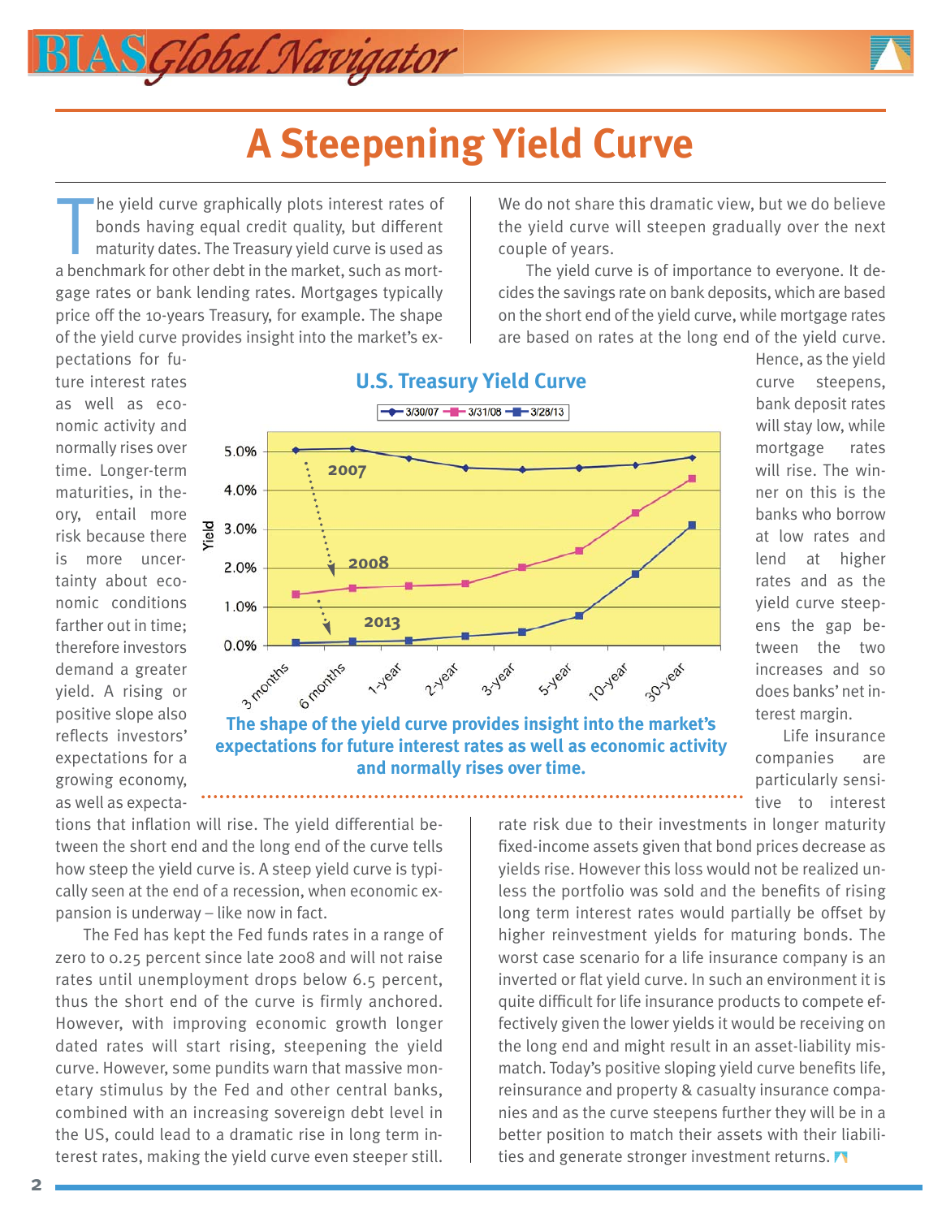# A Steepening Yield Curve

The yield curve graphically plots interest rates of bonds having equal credit quality, but different maturity dates. The Treasury yield curve is used as a benchmark for other debt in the market, such as mortgage rates or bank lending rates. Mortgages typically price off the 10-years Treasury, for example. The shape of the yield curve provides insight into the market's expectations for future interest rates as well as economic activity and normally rises over time. Longer-term maturities, in theory, entail more risk because there is more uncertainty about economic conditions farther out in time; therefore investors demand a greater yield. A rising or positive slope also reflects investors' expectations for a growing economy, as well as expectations that inflation will rise. The yield differential between the short end and the long end of the curve tells how steep the yield curve is. A steep yield curve is typically seen at the end of a recession, when economic expansion is underway – like now in fact.

The Fed has kept the Fed funds rates in a range of zero to 0.25 percent since late 2008 and will not raise rates until unemployment drops below 6.5 percent, thus the short end of the curve is firmly anchored. However, with improving economic growth longer dated rates will start rising, steepening the yield curve. However, some pundits warn that massive monetary stimulus by the Fed and other central banks, combined with an increasing sovereign debt level in the US, could lead to a dramatic rise in long term interest rates, making the yield curve even steeper still. We do not share this dramatic view, but we do believe the yield curve will steepen gradually over the next couple of years.

The yield curve is of importance to everyone. It decides the savings rate on bank deposits, which are based on the short end of the yield curve, while mortgage rates are based on rates at the long end of the yield curve. Hence, as the yield curve steepens, bank deposit rates will stay low, while mortgage rates will rise. The winner on this is the banks who borrow at low rates and lend at higher rates and as the yield curve steepens the gap between the two increases and so does banks' net interest margin.

**U.S. Treasury Yield Curve**

The shape of the yield curve provides insight into the market's expectations for future interest rates as well as economic activity and normally rises over time.

Life insurance companies are particularly sensitive to interest rate risk due to their investments in longer maturity fixed-income assets given that bond prices decrease as yields rise. However this loss would not be realized unless the portfolio was sold and the benefits of rising long term interest rates would partially be offset by higher reinvestment yields for maturing bonds. The worst case scenario for a life insurance company is an inverted or flat yield curve. In such an environment it is quite difficult for life insurance products to compete effectively given the lower yields it would be receiving on the long end and might result in an asset-liability mismatch. Today's positive sloping yield curve benefits life, reinsurance and property & casualty insurance companies and as the curve steepens further they will be in a better position to match their assets with their liabilities and generate stronger investment returns.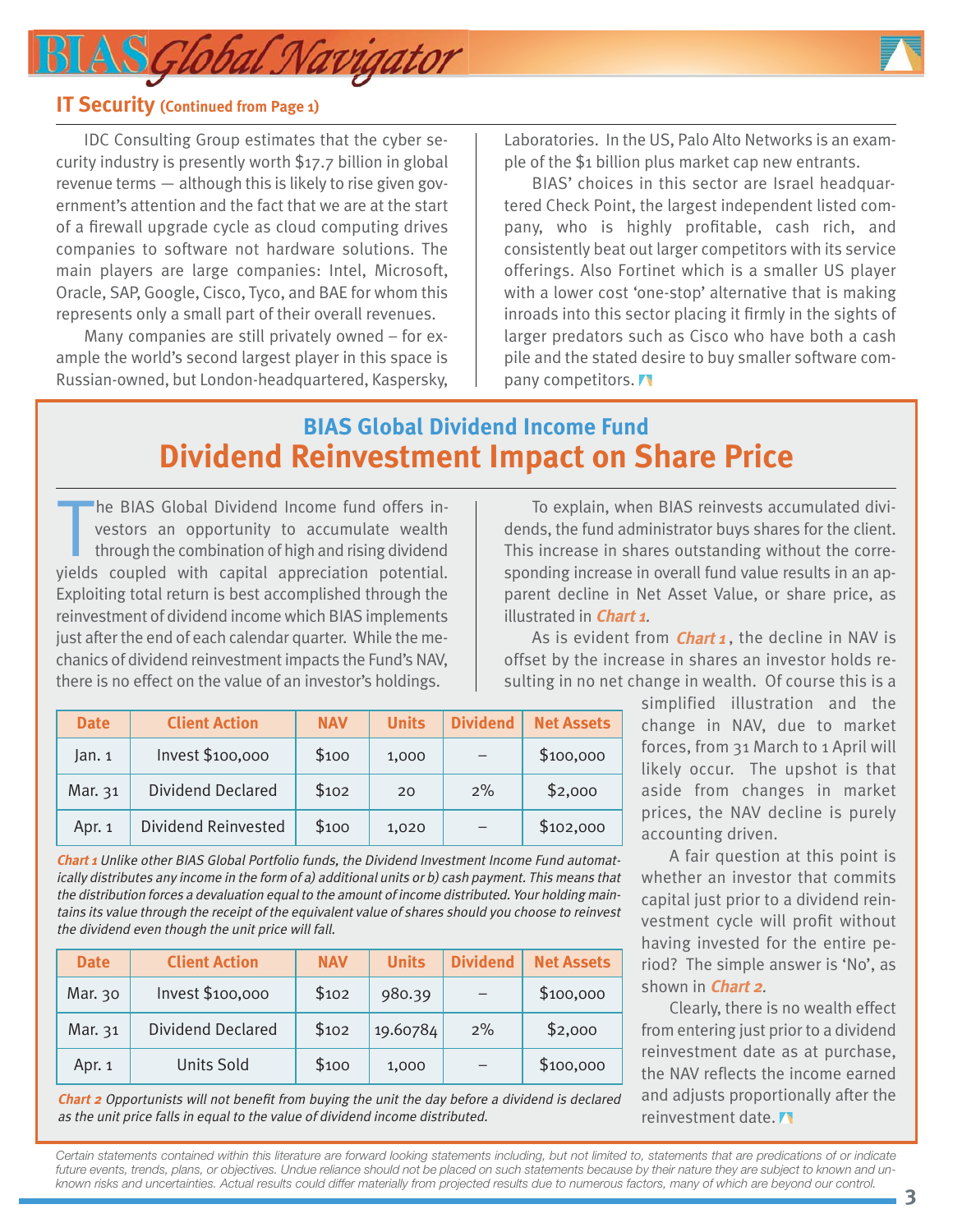## IT Security (Continued from Page 1)

IDC Consulting Group estimates that the cyber security industry is presently worth $17.7 billion in global revenue terms — although this is likely to rise given government's attention and the fact that we are at the start of a firewall upgrade cycle as cloud computing drives companies to software not hardware solutions. The main players are large companies: Intel, Microsoft, Oracle, SAP, Google, Cisco, Tyco, and BAE for whom this represents only a small part of their overall revenues.

Many companies are still privately owned – for example the world's second largest player in this space is Russian-owned, but London-headquartered, Kaspersky, Laboratories. In the US, Palo Alto Networks is an example of the $1 billion plus market cap new entrants.

BIAS' choices in this sector are Israel headquartered Check Point, the largest independent listed company, who is highly profitable, cash rich, and consistently beat out larger competitors with its service offerings. Also Fortinet which is a smaller US player with a lower cost 'one-stop' alternative that is making inroads into this sector placing it firmly in the sights of larger predators such as Cisco who have both a cash pile and the stated desire to buy smaller software company competitors.

## BIAS Global Dividend Income Fund

# Dividend Reinvestment Impact on Share Price

The BIAS Global Dividend Income fund offers investors an opportunity to accumulate wealth through the combination of high and rising dividend yields coupled with capital appreciation potential. Exploiting total return is best accomplished through the reinvestment of dividend income which BIAS implements just after the end of each calendar quarter. While the mechanics of dividend reinvestment impacts the Fund's NAV, there is no effect on the value of an investor's holdings.

To explain, when BIAS reinvests accumulated dividends, the fund administrator buys shares for the client. This increase in shares outstanding without the corresponding increase in overall fund value results in an apparent decline in Net Asset Value, or share price, as illustrated in ***Chart 1***.

As is evident from ***Chart 1***, the decline in NAV is offset by the increase in shares an investor holds resulting in no net change in wealth. Of course this is a simplified illustration and the change in NAV, due to market forces, from 31 March to 1 April will likely occur. The upshot is that aside from changes in market prices, the NAV decline is purely accounting driven.

| Date | Client Action | NAV | Units | Dividend | Net Assets |
|---|---|---|---|---|---|
| Jan. 1 | Invest $100,000 | $100 | 1,000 | – | $100,000 |
| Mar. 31 | Dividend Declared | $102 | 20 | 2% | $2,000 |
| Apr. 1 | Dividend Reinvested | $100 | 1,020 | – | $102,000 |

***Chart 1*** *Unlike other BIAS Global Portfolio funds, the Dividend Investment Income Fund automatically distributes any income in the form of a) additional units or b) cash payment. This means that the distribution forces a devaluation equal to the amount of income distributed. Your holding maintains its value through the receipt of the equivalent value of shares should you choose to reinvest the dividend even though the unit price will fall.*

A fair question at this point is whether an investor that commits capital just prior to a dividend reinvestment cycle will profit without having invested for the entire period? The simple answer is 'No', as shown in ***Chart 2***.

| Date | Client Action | NAV | Units | Dividend | Net Assets |
|---|---|---|---|---|---|
| Mar. 30 | Invest $100,000 | $102 | 980.39 | – | $100,000 |
| Mar. 31 | Dividend Declared | $102 | 19.60784 | 2% | $2,000 |
| Apr. 1 | Units Sold | $100 | 1,000 | – | $100,000 |

***Chart 2*** *Opportunists will not benefit from buying the unit the day before a dividend is declared as the unit price falls in equal to the value of dividend income distributed.*

Clearly, there is no wealth effect from entering just prior to a dividend reinvestment date as at purchase, the NAV reflects the income earned and adjusts proportionally after the reinvestment date.

*Certain statements contained within this literature are forward looking statements including, but not limited to, statements that are predications of or indicate future events, trends, plans, or objectives. Undue reliance should not be placed on such statements because by their nature they are subject to known and unknown risks and uncertainties. Actual results could differ materially from projected results due to numerous factors, many of which are beyond our control.*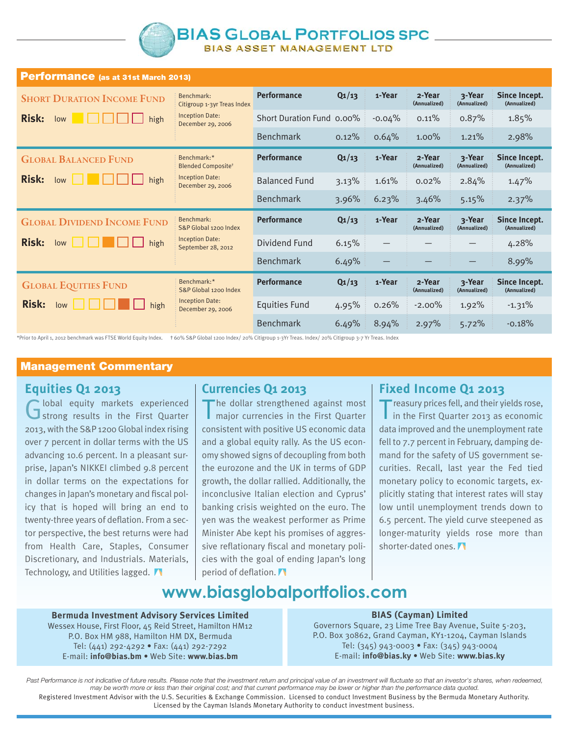# BIAS Global Portfolios SPC

BIAS ASSET MANAGEMENT LTD

## Performance (as at 31st March 2013)

### Short Duration Income Fund

Risk: low ■ □ □ □ □ high

Benchmark: Citigroup 1-3yr Treas Index

Inception Date: December 29, 2006

| Performance | Q1/13 | 1-Year | 2-Year (Annualized) | 3-Year (Annualized) | Since Incept. (Annualized) |
|---|---|---|---|---|---|
| Short Duration Fund | 0.00% | -0.04% | 0.11% | 0.87% | 1.85% |
| Benchmark | 0.12% | 0.64% | 1.00% | 1.21% | 2.98% |

### Global Balanced Fund

Risk: low □ ■ □ □ □ high

Benchmark:* Blended Composite†

Inception Date: December 29, 2006

| Performance | Q1/13 | 1-Year | 2-Year (Annualized) | 3-Year (Annualized) | Since Incept. (Annualized) |
|---|---|---|---|---|---|
| Balanced Fund | 3.13% | 1.61% | 0.02% | 2.84% | 1.47% |
| Benchmark | 3.96% | 6.23% | 3.46% | 5.15% | 2.37% |

### Global Dividend Income Fund

Risk: low □ □ ■ □ □ high

Benchmark: S&P Global 1200 Index

Inception Date: September 28, 2012

| Performance | Q1/13 | 1-Year | 2-Year (Annualized) | 3-Year (Annualized) | Since Incept. (Annualized) |
|---|---|---|---|---|---|
| Dividend Fund | 6.15% | — | — | — | 4.28% |
| Benchmark | 6.49% | — | — | — | 8.99% |

### Global Equities Fund

Risk: low □ □ □ ■ □ high

Benchmark:* S&P Global 1200 Index

Inception Date: December 29, 2006

| Performance | Q1/13 | 1-Year | 2-Year (Annualized) | 3-Year (Annualized) | Since Incept. (Annualized) |
|---|---|---|---|---|---|
| Equities Fund | 4.95% | 0.26% | -2.00% | 1.92% | -1.31% |
| Benchmark | 6.49% | 8.94% | 2.97% | 5.72% | -0.18% |

*Prior to April 1, 2012 benchmark was FTSE World Equity Index. † 60% S&P Global 1200 Index/ 20% Citigroup 1-3Yr Treas. Index/ 20% Citigroup 3-7 Yr Treas. Index

## Management Commentary

### Equities Q1 2013

Global equity markets experienced strong results in the First Quarter 2013, with the S&P 1200 Global index rising over 7 percent in dollar terms with the US advancing 10.6 percent. In a pleasant surprise, Japan's NIKKEI climbed 9.8 percent in dollar terms on the expectations for changes in Japan's monetary and fiscal policy that is hoped will bring an end to twenty-three years of deflation. From a sector perspective, the best returns were had from Health Care, Staples, Consumer Discretionary, and Industrials. Materials, Technology, and Utilities lagged.

### Currencies Q1 2013

The dollar strengthened against most major currencies in the First Quarter consistent with positive US economic data and a global equity rally. As the US economy showed signs of decoupling from both the eurozone and the UK in terms of GDP growth, the dollar rallied. Additionally, the inconclusive Italian election and Cyprus' banking crisis weighted on the euro. The yen was the weakest performer as Prime Minister Abe kept his promises of aggressive reflationary fiscal and monetary policies with the goal of ending Japan's long period of deflation.

### Fixed Income Q1 2013

Treasury prices fell, and their yields rose, in the First Quarter 2013 as economic data improved and the unemployment rate fell to 7.7 percent in February, damping demand for the safety of US government securities. Recall, last year the Fed tied monetary policy to economic targets, explicitly stating that interest rates will stay low until unemployment trends down to 6.5 percent. The yield curve steepened as longer-maturity yields rose more than shorter-dated ones.

**www.biasglobalportfolios.com**

**Bermuda Investment Advisory Services Limited**
Wessex House, First Floor, 45 Reid Street, Hamilton HM12
P.O. Box HM 988, Hamilton HM DX, Bermuda
Tel: (441) 292-4292 • Fax: (441) 292-7292
E-mail: **info@bias.bm** • Web Site: **www.bias.bm**

**BIAS (Cayman) Limited**
Governors Square, 23 Lime Tree Bay Avenue, Suite 5-203,
P.O. Box 30862, Grand Cayman, KY1-1204, Cayman Islands
Tel: (345) 943-0003 • Fax: (345) 943-0004
E-mail: **info@bias.ky** • Web Site: **www.bias.ky**

*Past Performance is not indicative of future results. Please note that the investment return and principal value of an investment will fluctuate so that an investor's shares, when redeemed, may be worth more or less than their original cost; and that current performance may be lower or higher than the performance data quoted.*

Registered Investment Advisor with the U.S. Securities & Exchange Commission. Licensed to conduct Investment Business by the Bermuda Monetary Authority. Licensed by the Cayman Islands Monetary Authority to conduct investment business.